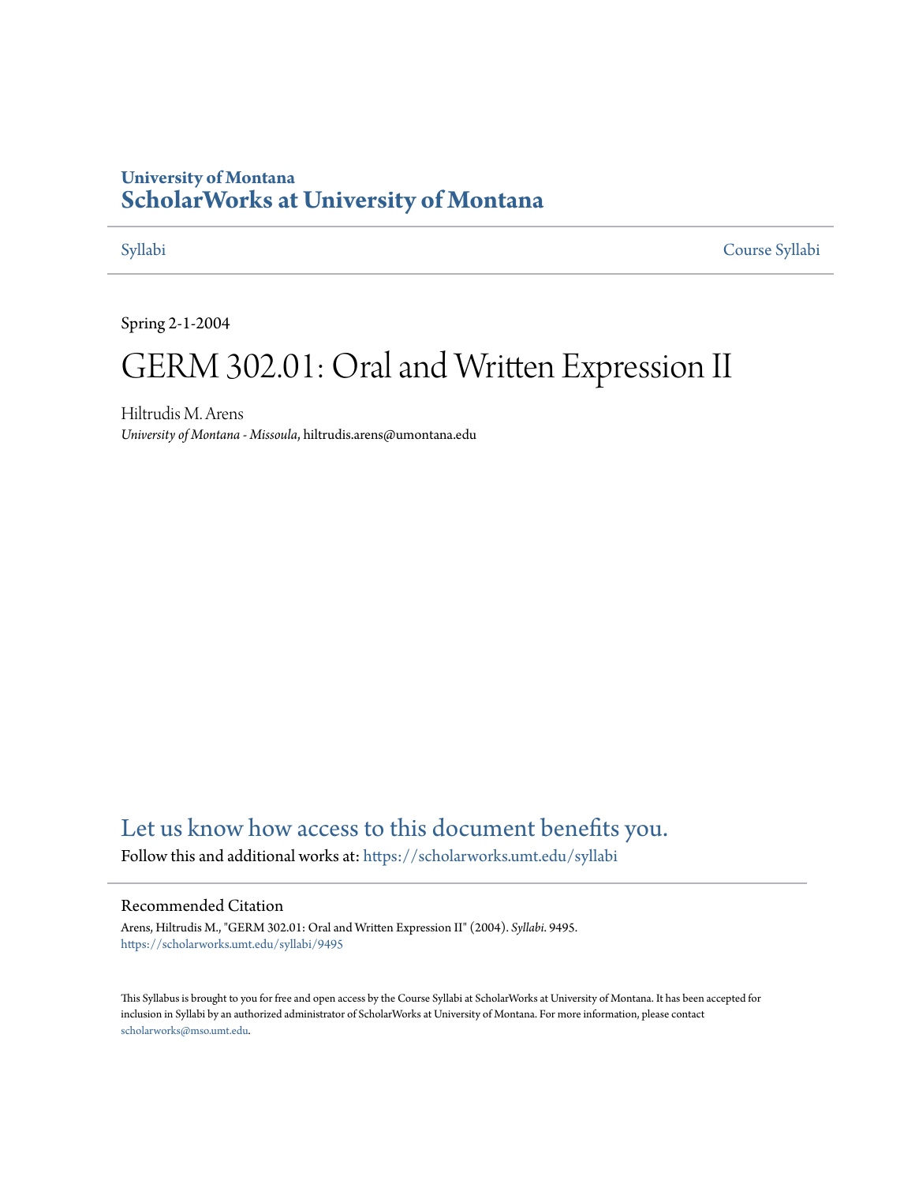University of Montana

# ScholarWorks at University of Montana

Syllabi | Course Syllabi

Spring 2-1-2004

# GERM 302.01: Oral and Written Expression II

Hiltrudis M. Arens
*University of Montana - Missoula*, hiltrudis.arens@umontana.edu

Let us know how access to this document benefits you.

Follow this and additional works at: https://scholarworks.umt.edu/syllabi

## Recommended Citation

Arens, Hiltrudis M., "GERM 302.01: Oral and Written Expression II" (2004). *Syllabi*. 9495.
https://scholarworks.umt.edu/syllabi/9495

This Syllabus is brought to you for free and open access by the Course Syllabi at ScholarWorks at University of Montana. It has been accepted for inclusion in Syllabi by an authorized administrator of ScholarWorks at University of Montana. For more information, please contact scholarworks@mso.umt.edu.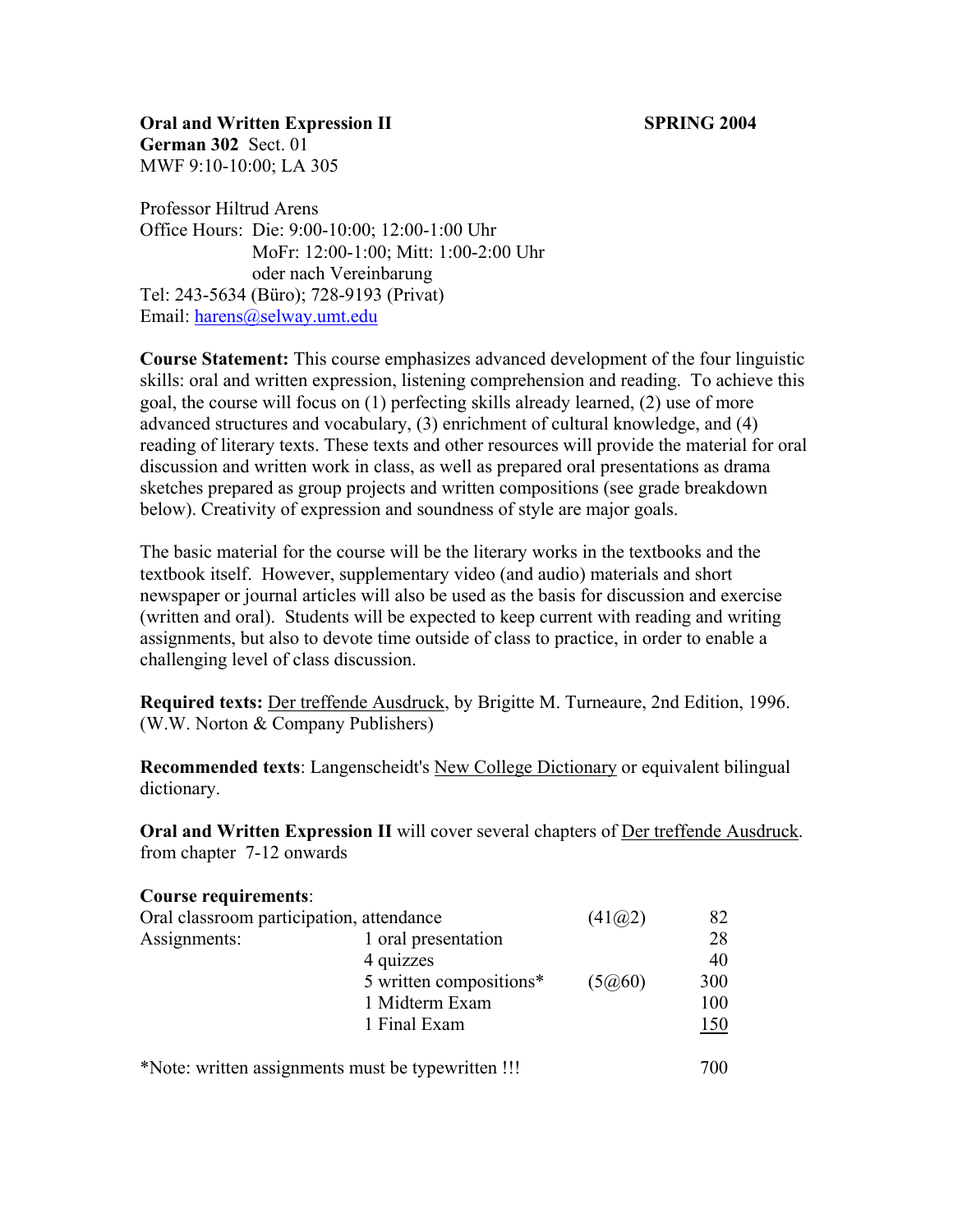**Oral and Written Expression II** **SPRING 2004**
**German 302** Sect. 01
MWF 9:10-10:00; LA 305

Professor Hiltrud Arens
Office Hours: Die: 9:00-10:00; 12:00-1:00 Uhr
MoFr: 12:00-1:00; Mitt: 1:00-2:00 Uhr
oder nach Vereinbarung
Tel: 243-5634 (Büro); 728-9193 (Privat)
Email: harens@selway.umt.edu

**Course Statement:** This course emphasizes advanced development of the four linguistic skills: oral and written expression, listening comprehension and reading. To achieve this goal, the course will focus on (1) perfecting skills already learned, (2) use of more advanced structures and vocabulary, (3) enrichment of cultural knowledge, and (4) reading of literary texts. These texts and other resources will provide the material for oral discussion and written work in class, as well as prepared oral presentations as drama sketches prepared as group projects and written compositions (see grade breakdown below). Creativity of expression and soundness of style are major goals.

The basic material for the course will be the literary works in the textbooks and the textbook itself. However, supplementary video (and audio) materials and short newspaper or journal articles will also be used as the basis for discussion and exercise (written and oral). Students will be expected to keep current with reading and writing assignments, but also to devote time outside of class to practice, in order to enable a challenging level of class discussion.

**Required texts:** Der treffende Ausdruck, by Brigitte M. Turneaure, 2nd Edition, 1996. (W.W. Norton & Company Publishers)

**Recommended texts**: Langenscheidt's New College Dictionary or equivalent bilingual dictionary.

**Oral and Written Expression II** will cover several chapters of Der treffende Ausdruck. from chapter 7-12 onwards

**Course requirements**:

| | | | |
|---|---|---|---|
| Oral classroom participation, attendance | | (41@2) | 82 |
| Assignments: | 1 oral presentation | | 28 |
| | 4 quizzes | | 40 |
| | 5 written compositions* | (5@60) | 300 |
| | 1 Midterm Exam | | 100 |
| | 1 Final Exam | | 150 |
| *Note: written assignments must be typewritten !!! | | | 700 |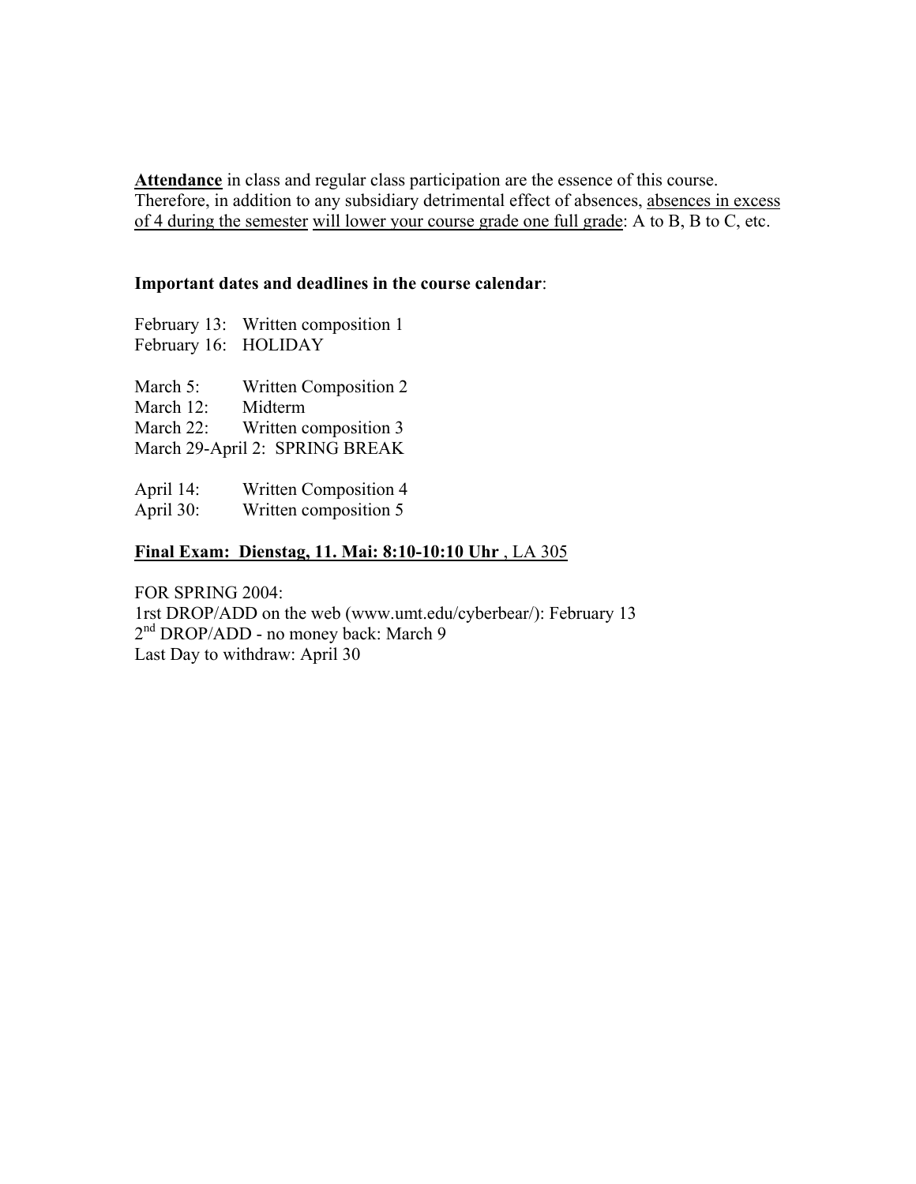<u>**Attendance**</u> in class and regular class participation are the essence of this course. Therefore, in addition to any subsidiary detrimental effect of absences, <u>absences in excess of 4 during the semester</u> <u>will lower your course grade one full grade</u>: A to B, B to C, etc.

**Important dates and deadlines in the course calendar**:

February 13: Written composition 1
February 16: HOLIDAY

March 5: Written Composition 2
March 12: Midterm
March 22: Written composition 3
March 29-April 2: SPRING BREAK

April 14: Written Composition 4
April 30: Written composition 5

<u>**Final Exam: Dienstag, 11. Mai: 8:10-10:10 Uhr** , LA 305</u>

FOR SPRING 2004:
1rst DROP/ADD on the web (www.umt.edu/cyberbear/): February 13
2nd DROP/ADD - no money back: March 9
Last Day to withdraw: April 30